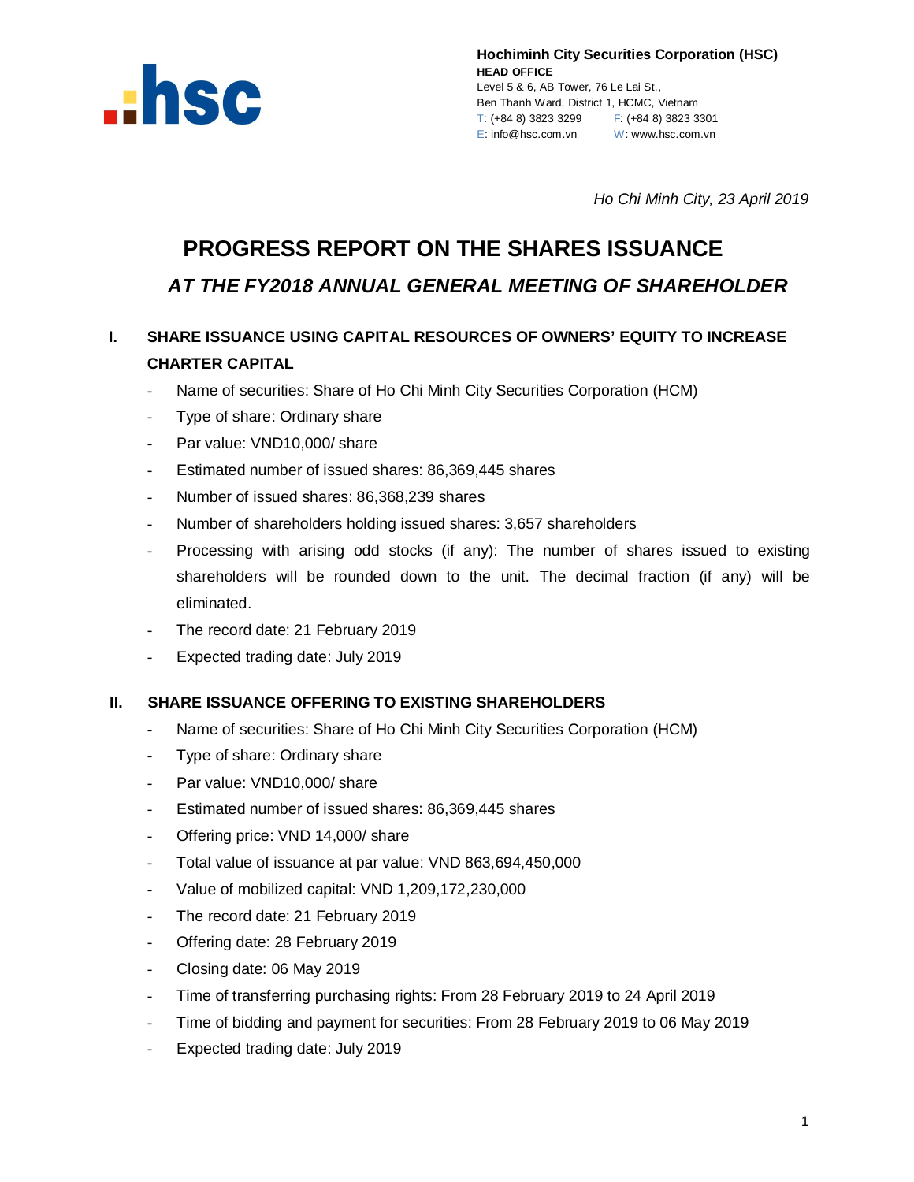Hochiminh City Securities Corporation (HSC)
**HEAD OFFICE**
Level 5 & 6, AB Tower, 76 Le Lai St.,
Ben Thanh Ward, District 1, HCMC, Vietnam
T: (+84 8) 3823 3299 F: (+84 8) 3823 3301
E: info@hsc.com.vn W: www.hsc.com.vn

*Ho Chi Minh City, 23 April 2019*

# PROGRESS REPORT ON THE SHARES ISSUANCE

## *AT THE FY2018 ANNUAL GENERAL MEETING OF SHAREHOLDER*

### I. SHARE ISSUANCE USING CAPITAL RESOURCES OF OWNERS' EQUITY TO INCREASE CHARTER CAPITAL

- Name of securities: Share of Ho Chi Minh City Securities Corporation (HCM)
- Type of share: Ordinary share
- Par value: VND10,000/ share
- Estimated number of issued shares: 86,369,445 shares
- Number of issued shares: 86,368,239 shares
- Number of shareholders holding issued shares: 3,657 shareholders
- Processing with arising odd stocks (if any): The number of shares issued to existing shareholders will be rounded down to the unit. The decimal fraction (if any) will be eliminated.
- The record date: 21 February 2019
- Expected trading date: July 2019

### II. SHARE ISSUANCE OFFERING TO EXISTING SHAREHOLDERS

- Name of securities: Share of Ho Chi Minh City Securities Corporation (HCM)
- Type of share: Ordinary share
- Par value: VND10,000/ share
- Estimated number of issued shares: 86,369,445 shares
- Offering price: VND 14,000/ share
- Total value of issuance at par value: VND 863,694,450,000
- Value of mobilized capital: VND 1,209,172,230,000
- The record date: 21 February 2019
- Offering date: 28 February 2019
- Closing date: 06 May 2019
- Time of transferring purchasing rights: From 28 February 2019 to 24 April 2019
- Time of bidding and payment for securities: From 28 February 2019 to 06 May 2019
- Expected trading date: July 2019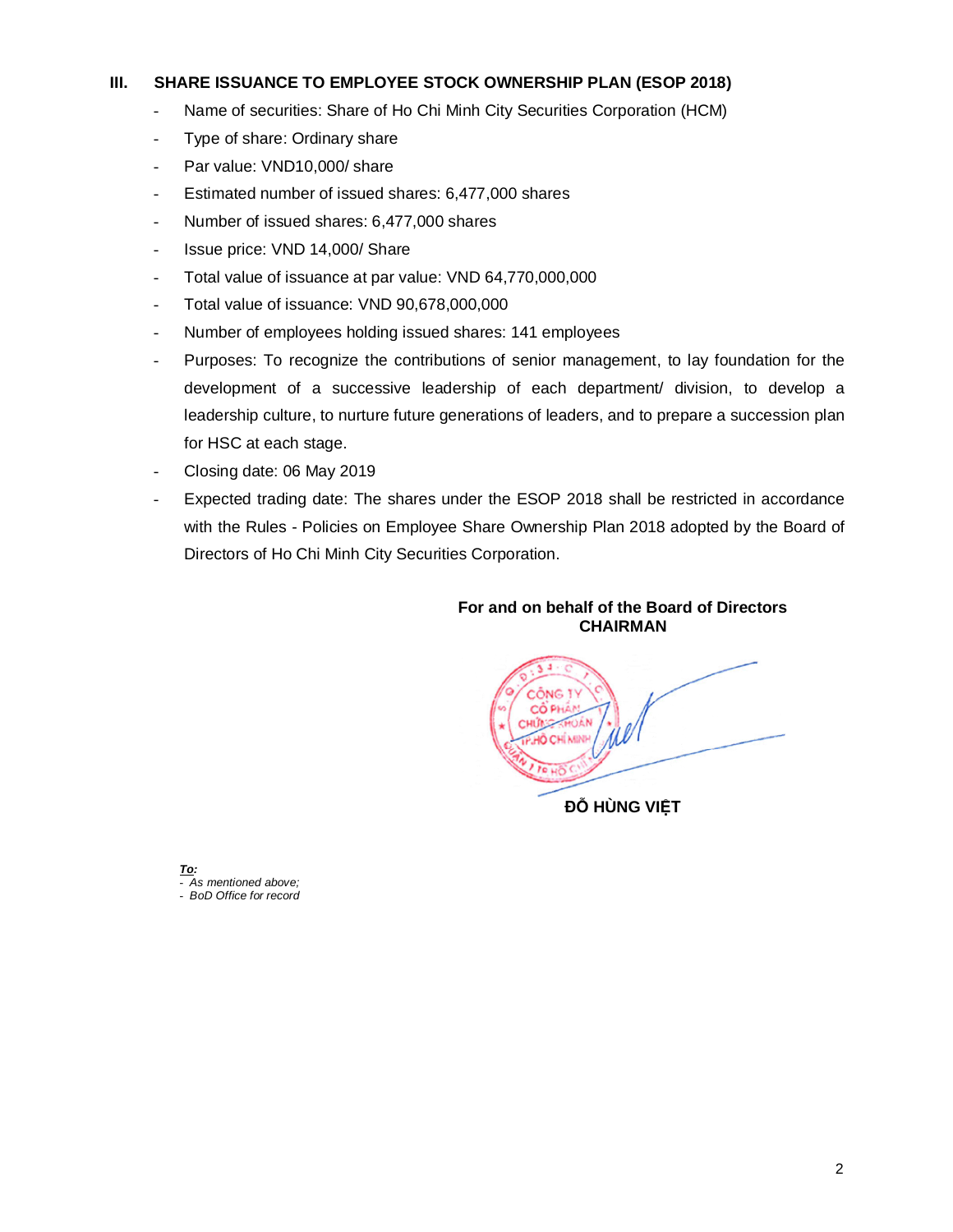## III. SHARE ISSUANCE TO EMPLOYEE STOCK OWNERSHIP PLAN (ESOP 2018)

- Name of securities: Share of Ho Chi Minh City Securities Corporation (HCM)
- Type of share: Ordinary share
- Par value: VND10,000/ share
- Estimated number of issued shares: 6,477,000 shares
- Number of issued shares: 6,477,000 shares
- Issue price: VND 14,000/ Share
- Total value of issuance at par value: VND 64,770,000,000
- Total value of issuance: VND 90,678,000,000
- Number of employees holding issued shares: 141 employees
- Purposes: To recognize the contributions of senior management, to lay foundation for the development of a successive leadership of each department/ division, to develop a leadership culture, to nurture future generations of leaders, and to prepare a succession plan for HSC at each stage.
- Closing date: 06 May 2019
- Expected trading date: The shares under the ESOP 2018 shall be restricted in accordance with the Rules - Policies on Employee Share Ownership Plan 2018 adopted by the Board of Directors of Ho Chi Minh City Securities Corporation.

**For and on behalf of the Board of Directors**
**CHAIRMAN**

CÔNG TY CỔ PHẦN CHỨNG KHOÁN TP.HỒ CHÍ MINH

**ĐỖ HÙNG VIỆT**

***To:***
- *As mentioned above;*
- *BoD Office for record*